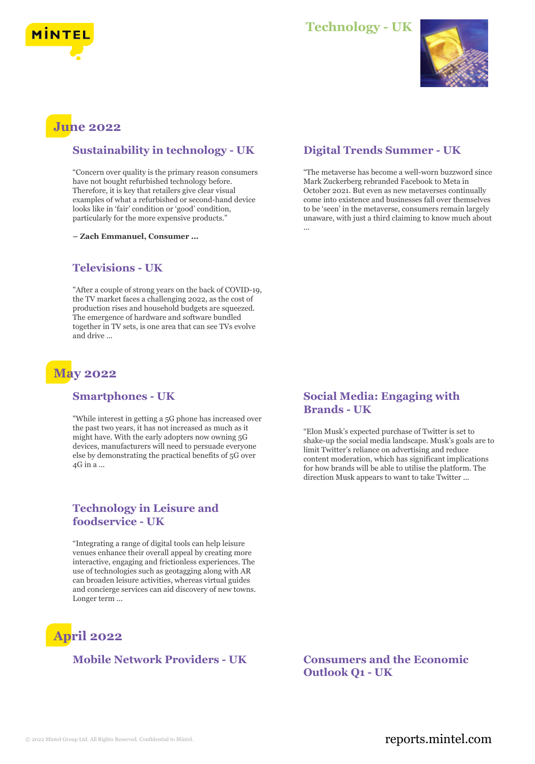# Technology - UK

## June 2022

### Sustainability in technology - UK

"Concern over quality is the primary reason consumers have not bought refurbished technology before. Therefore, it is key that retailers give clear visual examples of what a refurbished or second-hand device looks like in 'fair' condition or 'good' condition, particularly for the more expensive products."

**– Zach Emmanuel, Consumer ...**

### Digital Trends Summer - UK

"The metaverse has become a well-worn buzzword since Mark Zuckerberg rebranded Facebook to Meta in October 2021. But even as new metaverses continually come into existence and businesses fall over themselves to be 'seen' in the metaverse, consumers remain largely unaware, with just a third claiming to know much about ...

### Televisions - UK

"After a couple of strong years on the back of COVID-19, the TV market faces a challenging 2022, as the cost of production rises and household budgets are squeezed. The emergence of hardware and software bundled together in TV sets, is one area that can see TVs evolve and drive ...

## May 2022

### Smartphones - UK

"While interest in getting a 5G phone has increased over the past two years, it has not increased as much as it might have. With the early adopters now owning 5G devices, manufacturers will need to persuade everyone else by demonstrating the practical benefits of 5G over 4G in a ...

### Social Media: Engaging with Brands - UK

"Elon Musk's expected purchase of Twitter is set to shake-up the social media landscape. Musk's goals are to limit Twitter's reliance on advertising and reduce content moderation, which has significant implications for how brands will be able to utilise the platform. The direction Musk appears to want to take Twitter ...

### Technology in Leisure and foodservice - UK

"Integrating a range of digital tools can help leisure venues enhance their overall appeal by creating more interactive, engaging and frictionless experiences. The use of technologies such as geotagging along with AR can broaden leisure activities, whereas virtual guides and concierge services can aid discovery of new towns. Longer term ...

## April 2022

### Mobile Network Providers - UK

### Consumers and the Economic Outlook Q1 - UK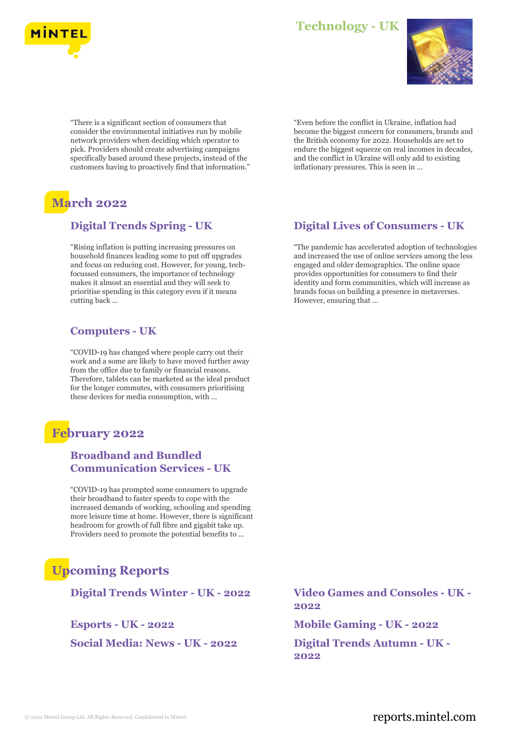"There is a significant section of consumers that consider the environmental initiatives run by mobile network providers when deciding which operator to pick. Providers should create advertising campaigns specifically based around these projects, instead of the customers having to proactively find that information."

"Even before the conflict in Ukraine, inflation had become the biggest concern for consumers, brands and the British economy for 2022. Households are set to endure the biggest squeeze on real incomes in decades, and the conflict in Ukraine will only add to existing inflationary pressures. This is seen in ...

## March 2022

### Digital Trends Spring - UK

"Rising inflation is putting increasing pressures on household finances leading some to put off upgrades and focus on reducing cost. However, for young, tech-focussed consumers, the importance of technology makes it almost an essential and they will seek to prioritise spending in this category even if it means cutting back ...

### Digital Lives of Consumers - UK

"The pandemic has accelerated adoption of technologies and increased the use of online services among the less engaged and older demographics. The online space provides opportunities for consumers to find their identity and form communities, which will increase as brands focus on building a presence in metaverses. However, ensuring that ...

### Computers - UK

"COVID-19 has changed where people carry out their work and a some are likely to have moved further away from the office due to family or financial reasons. Therefore, tablets can be marketed as the ideal product for the longer commutes, with consumers prioritising these devices for media consumption, with ...

## February 2022

### Broadband and Bundled Communication Services - UK

"COVID-19 has prompted some consumers to upgrade their broadband to faster speeds to cope with the increased demands of working, schooling and spending more leisure time at home. However, there is significant headroom for growth of full fibre and gigabit take up. Providers need to promote the potential benefits to ...

## Upcoming Reports

### Digital Trends Winter - UK - 2022

### Esports - UK - 2022

### Social Media: News - UK - 2022

### Video Games and Consoles - UK - 2022

### Mobile Gaming - UK - 2022

### Digital Trends Autumn - UK - 2022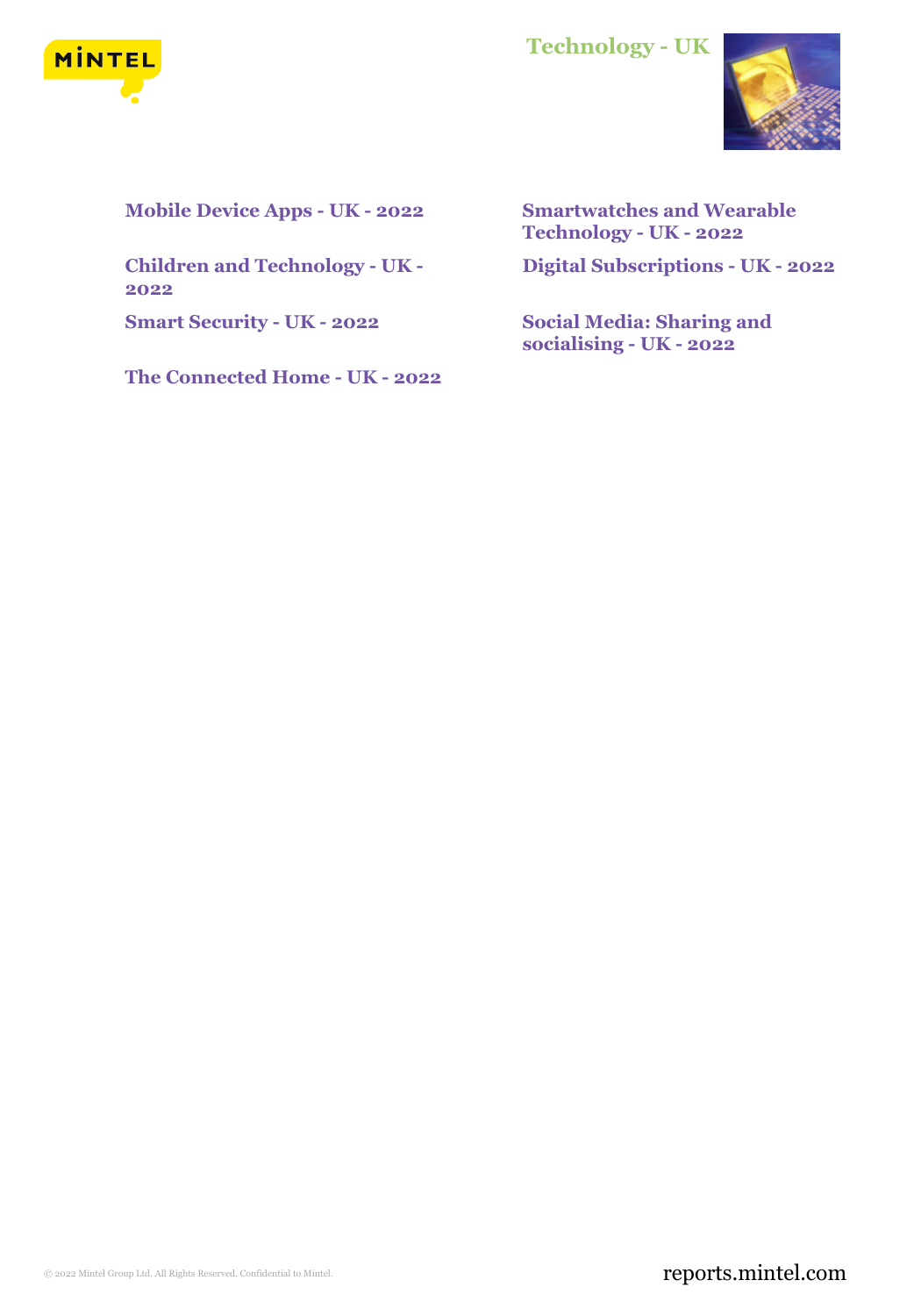**Mobile Device Apps - UK - 2022**

**Smartwatches and Wearable Technology - UK - 2022**

**Children and Technology - UK - 2022**

**Digital Subscriptions - UK - 2022**

**Smart Security - UK - 2022**

**Social Media: Sharing and socialising - UK - 2022**

**The Connected Home - UK - 2022**